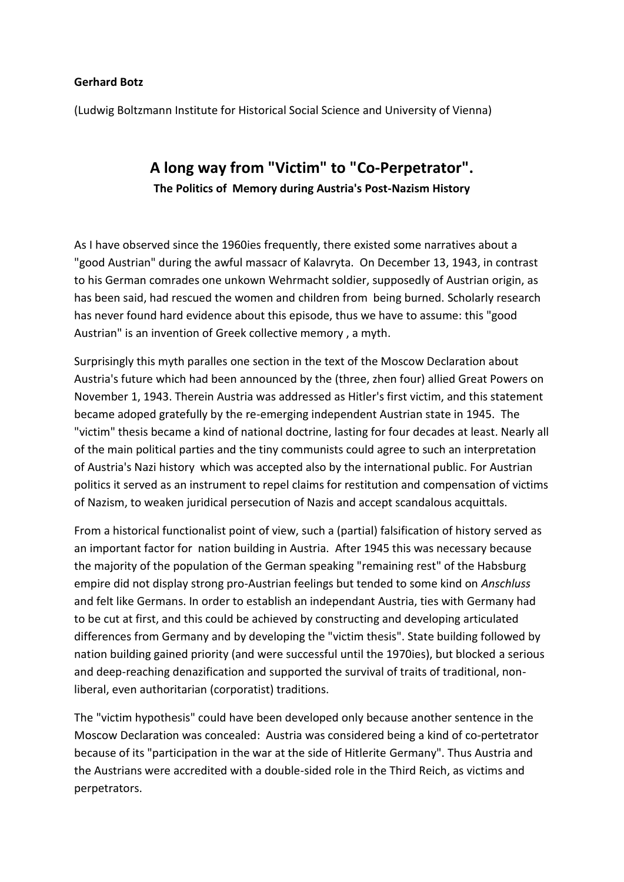**Gerhard Botz**

(Ludwig Boltzmann Institute for Historical Social Science and University of Vienna)

# A long way from "Victim" to "Co-Perpetrator".

### The Politics of Memory during Austria's Post-Nazism History

As I have observed since the 1960ies frequently, there existed some narratives about a "good Austrian" during the awful massacr of Kalavryta. On December 13, 1943, in contrast to his German comrades one unkown Wehrmacht soldier, supposedly of Austrian origin, as has been said, had rescued the women and children from being burned. Scholarly research has never found hard evidence about this episode, thus we have to assume: this "good Austrian" is an invention of Greek collective memory , a myth.

Surprisingly this myth paralles one section in the text of the Moscow Declaration about Austria's future which had been announced by the (three, zhen four) allied Great Powers on November 1, 1943. Therein Austria was addressed as Hitler's first victim, and this statement became adoped gratefully by the re-emerging independent Austrian state in 1945. The "victim" thesis became a kind of national doctrine, lasting for four decades at least. Nearly all of the main political parties and the tiny communists could agree to such an interpretation of Austria's Nazi history which was accepted also by the international public. For Austrian politics it served as an instrument to repel claims for restitution and compensation of victims of Nazism, to weaken juridical persecution of Nazis and accept scandalous acquittals.

From a historical functionalist point of view, such a (partial) falsification of history served as an important factor for nation building in Austria. After 1945 this was necessary because the majority of the population of the German speaking "remaining rest" of the Habsburg empire did not display strong pro-Austrian feelings but tended to some kind on *Anschluss* and felt like Germans. In order to establish an independant Austria, ties with Germany had to be cut at first, and this could be achieved by constructing and developing articulated differences from Germany and by developing the "victim thesis". State building followed by nation building gained priority (and were successful until the 1970ies), but blocked a serious and deep-reaching denazification and supported the survival of traits of traditional, non-liberal, even authoritarian (corporatist) traditions.

The "victim hypothesis" could have been developed only because another sentence in the Moscow Declaration was concealed: Austria was considered being a kind of co-pertetrator because of its "participation in the war at the side of Hitlerite Germany". Thus Austria and the Austrians were accredited with a double-sided role in the Third Reich, as victims and perpetrators.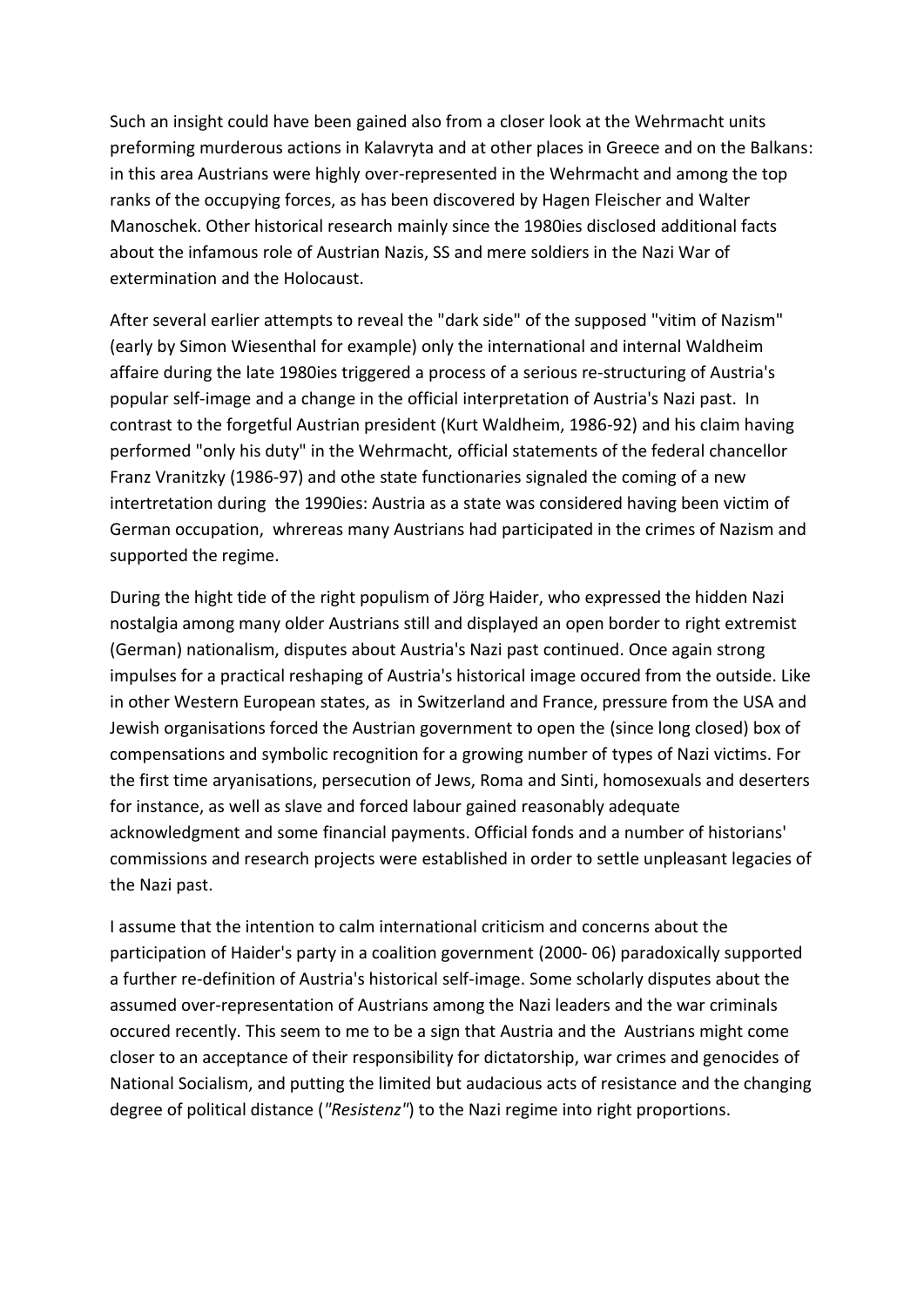Such an insight could have been gained also from a closer look at the Wehrmacht units preforming murderous actions in Kalavryta and at other places in Greece and on the Balkans: in this area Austrians were highly over-represented in the Wehrmacht and among the top ranks of the occupying forces, as has been discovered by Hagen Fleischer and Walter Manoschek. Other historical research mainly since the 1980ies disclosed additional facts about the infamous role of Austrian Nazis, SS and mere soldiers in the Nazi War of extermination and the Holocaust.

After several earlier attempts to reveal the "dark side" of the supposed "vitim of Nazism" (early by Simon Wiesenthal for example) only the international and internal Waldheim affaire during the late 1980ies triggered a process of a serious re-structuring of Austria's popular self-image and a change in the official interpretation of Austria's Nazi past. In contrast to the forgetful Austrian president (Kurt Waldheim, 1986-92) and his claim having performed "only his duty" in the Wehrmacht, official statements of the federal chancellor Franz Vranitzky (1986-97) and othe state functionaries signaled the coming of a new intertretation during the 1990ies: Austria as a state was considered having been victim of German occupation, whrereas many Austrians had participated in the crimes of Nazism and supported the regime.

During the hight tide of the right populism of Jörg Haider, who expressed the hidden Nazi nostalgia among many older Austrians still and displayed an open border to right extremist (German) nationalism, disputes about Austria's Nazi past continued. Once again strong impulses for a practical reshaping of Austria's historical image occured from the outside. Like in other Western European states, as in Switzerland and France, pressure from the USA and Jewish organisations forced the Austrian government to open the (since long closed) box of compensations and symbolic recognition for a growing number of types of Nazi victims. For the first time aryanisations, persecution of Jews, Roma and Sinti, homosexuals and deserters for instance, as well as slave and forced labour gained reasonably adequate acknowledgment and some financial payments. Official fonds and a number of historians' commissions and research projects were established in order to settle unpleasant legacies of the Nazi past.

I assume that the intention to calm international criticism and concerns about the participation of Haider's party in a coalition government (2000- 06) paradoxically supported a further re-definition of Austria's historical self-image. Some scholarly disputes about the assumed over-representation of Austrians among the Nazi leaders and the war criminals occured recently. This seem to me to be a sign that Austria and the Austrians might come closer to an acceptance of their responsibility for dictatorship, war crimes and genocides of National Socialism, and putting the limited but audacious acts of resistance and the changing degree of political distance (*"Resistenz"*) to the Nazi regime into right proportions.